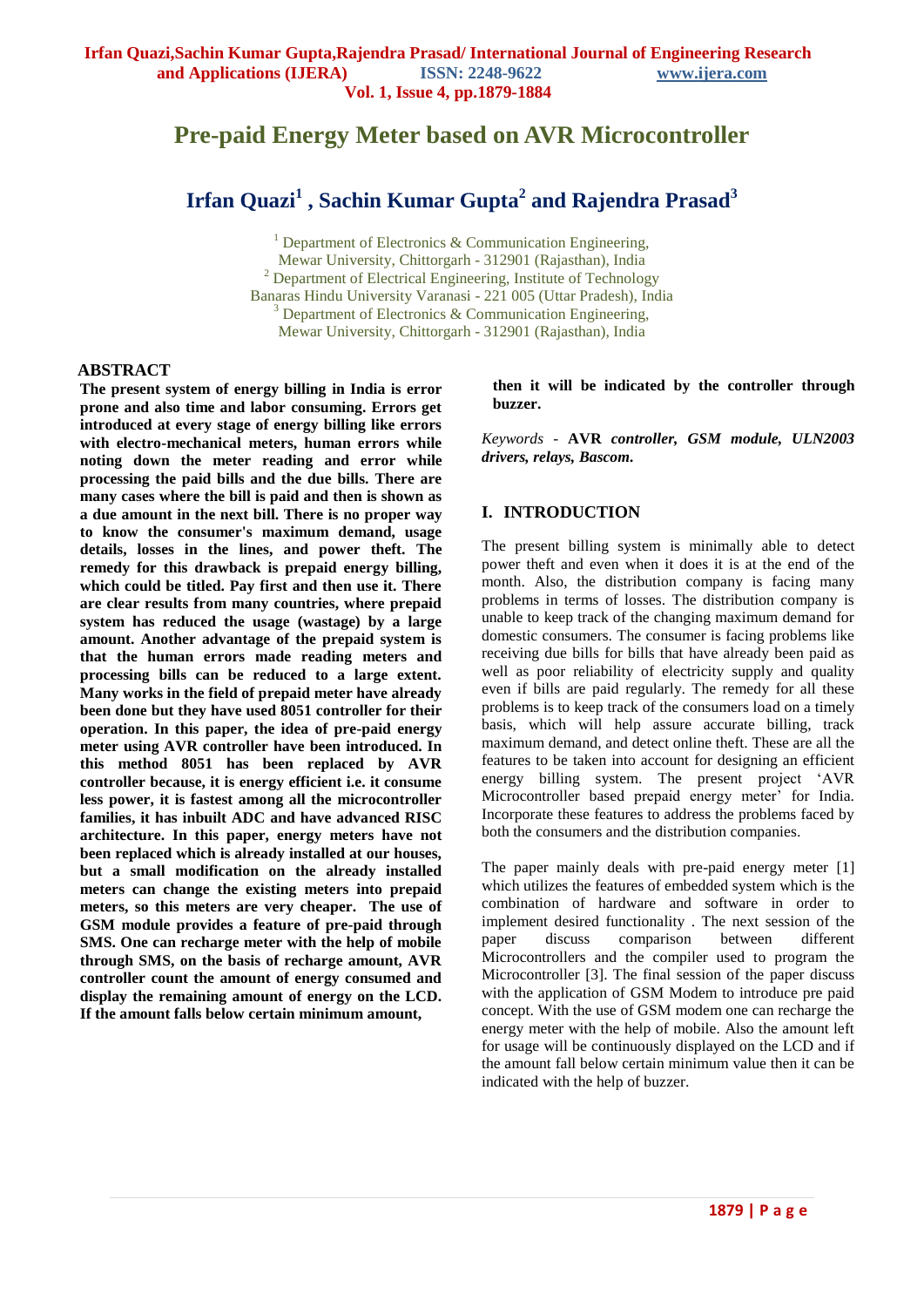# Pre-paid Energy Meter based on AVR Microcontroller

## Irfan Quazi[1] , Sachin Kumar Gupta[2] and Rajendra Prasad[3]

[1] Department of Electronics & Communication Engineering, Mewar University, Chittorgarh - 312901 (Rajasthan), India
[2] Department of Electrical Engineering, Institute of Technology Banaras Hindu University Varanasi - 221 005 (Uttar Pradesh), India
[3] Department of Electronics & Communication Engineering, Mewar University, Chittorgarh - 312901 (Rajasthan), India

## ABSTRACT

**The present system of energy billing in India is error prone and also time and labor consuming. Errors get introduced at every stage of energy billing like errors with electro-mechanical meters, human errors while noting down the meter reading and error while processing the paid bills and the due bills. There are many cases where the bill is paid and then is shown as a due amount in the next bill. There is no proper way to know the consumer's maximum demand, usage details, losses in the lines, and power theft. The remedy for this drawback is prepaid energy billing, which could be titled. Pay first and then use it. There are clear results from many countries, where prepaid system has reduced the usage (wastage) by a large amount. Another advantage of the prepaid system is that the human errors made reading meters and processing bills can be reduced to a large extent. Many works in the field of prepaid meter have already been done but they have used 8051 controller for their operation. In this paper, the idea of pre-paid energy meter using AVR controller have been introduced. In this method 8051 has been replaced by AVR controller because, it is energy efficient i.e. it consume less power, it is fastest among all the microcontroller families, it has inbuilt ADC and have advanced RISC architecture. In this paper, energy meters have not been replaced which is already installed at our houses, but a small modification on the already installed meters can change the existing meters into prepaid meters, so this meters are very cheaper. The use of GSM module provides a feature of pre-paid through SMS. One can recharge meter with the help of mobile through SMS, on the basis of recharge amount, AVR controller count the amount of energy consumed and display the remaining amount of energy on the LCD. If the amount falls below certain minimum amount, then it will be indicated by the controller through buzzer.**

*Keywords* - ***AVR** controller, **GSM** module, **ULN2003** drivers, relays, **Bascom.***

## I. INTRODUCTION

The present billing system is minimally able to detect power theft and even when it does it is at the end of the month. Also, the distribution company is facing many problems in terms of losses. The distribution company is unable to keep track of the changing maximum demand for domestic consumers. The consumer is facing problems like receiving due bills for bills that have already been paid as well as poor reliability of electricity supply and quality even if bills are paid regularly. The remedy for all these problems is to keep track of the consumers load on a timely basis, which will help assure accurate billing, track maximum demand, and detect online theft. These are all the features to be taken into account for designing an efficient energy billing system. The present project 'AVR Microcontroller based prepaid energy meter' for India. Incorporate these features to address the problems faced by both the consumers and the distribution companies.

The paper mainly deals with pre-paid energy meter [1] which utilizes the features of embedded system which is the combination of hardware and software in order to implement desired functionality . The next session of the paper discuss comparison between different Microcontrollers and the compiler used to program the Microcontroller [3]. The final session of the paper discuss with the application of GSM Modem to introduce pre paid concept. With the use of GSM modem one can recharge the energy meter with the help of mobile. Also the amount left for usage will be continuously displayed on the LCD and if the amount fall below certain minimum value then it can be indicated with the help of buzzer.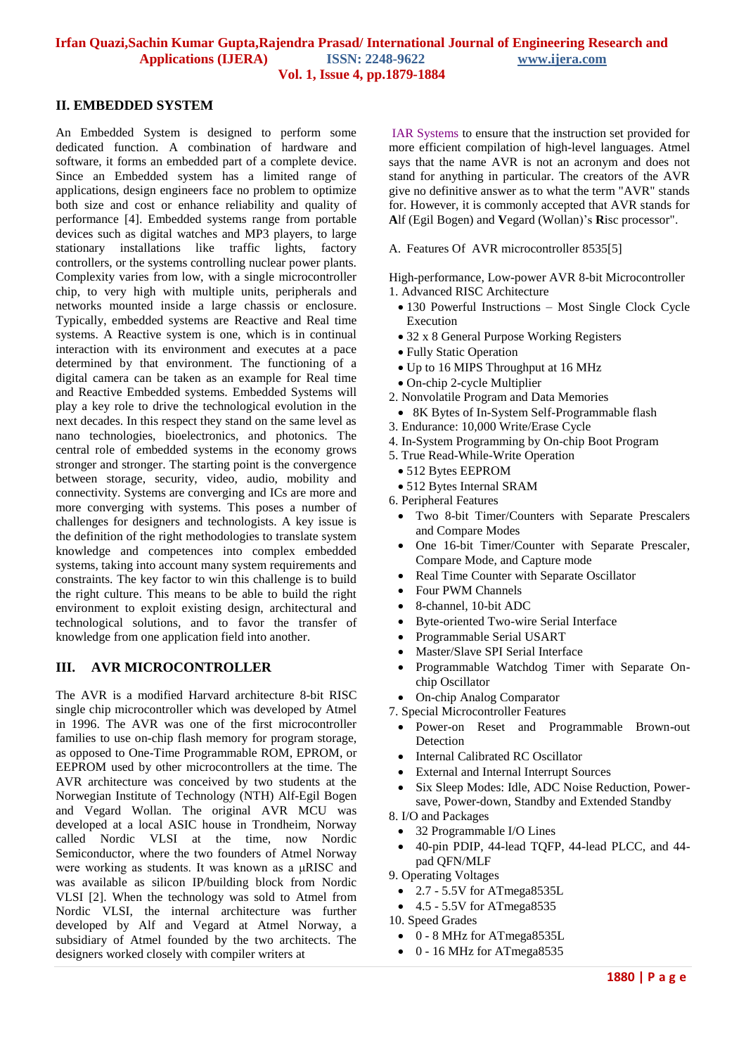## II. EMBEDDED SYSTEM

An Embedded System is designed to perform some dedicated function. A combination of hardware and software, it forms an embedded part of a complete device. Since an Embedded system has a limited range of applications, design engineers face no problem to optimize both size and cost or enhance reliability and quality of performance [4]. Embedded systems range from portable devices such as digital watches and MP3 players, to large stationary installations like traffic lights, factory controllers, or the systems controlling nuclear power plants. Complexity varies from low, with a single microcontroller chip, to very high with multiple units, peripherals and networks mounted inside a large chassis or enclosure. Typically, embedded systems are Reactive and Real time systems. A Reactive system is one, which is in continual interaction with its environment and executes at a pace determined by that environment. The functioning of a digital camera can be taken as an example for Real time and Reactive Embedded systems. Embedded Systems will play a key role to drive the technological evolution in the next decades. In this respect they stand on the same level as nano technologies, bioelectronics, and photonics. The central role of embedded systems in the economy grows stronger and stronger. The starting point is the convergence between storage, security, video, audio, mobility and connectivity. Systems are converging and ICs are more and more converging with systems. This poses a number of challenges for designers and technologists. A key issue is the definition of the right methodologies to translate system knowledge and competences into complex embedded systems, taking into account many system requirements and constraints. The key factor to win this challenge is to build the right culture. This means to be able to build the right environment to exploit existing design, architectural and technological solutions, and to favor the transfer of knowledge from one application field into another.

## III. AVR MICROCONTROLLER

The AVR is a modified Harvard architecture 8-bit RISC single chip microcontroller which was developed by Atmel in 1996. The AVR was one of the first microcontroller families to use on-chip flash memory for program storage, as opposed to One-Time Programmable ROM, EPROM, or EEPROM used by other microcontrollers at the time. The AVR architecture was conceived by two students at the Norwegian Institute of Technology (NTH) Alf-Egil Bogen and Vegard Wollan. The original AVR MCU was developed at a local ASIC house in Trondheim, Norway called Nordic VLSI at the time, now Nordic Semiconductor, where the two founders of Atmel Norway were working as students. It was known as a μRISC and was available as silicon IP/building block from Nordic VLSI [2]. When the technology was sold to Atmel from Nordic VLSI, the internal architecture was further developed by Alf and Vegard at Atmel Norway, a subsidiary of Atmel founded by the two architects. The designers worked closely with compiler writers at IAR Systems to ensure that the instruction set provided for more efficient compilation of high-level languages. Atmel says that the name AVR is not an acronym and does not stand for anything in particular. The creators of the AVR give no definitive answer as to what the term "AVR" stands for. However, it is commonly accepted that AVR stands for **A**lf (Egil Bogen) and **V**egard (Wollan)'s **R**isc processor".

### A. Features Of AVR microcontroller 8535[5]

High-performance, Low-power AVR 8-bit Microcontroller

1. Advanced RISC Architecture
   - 130 Powerful Instructions – Most Single Clock Cycle Execution
   - 32 x 8 General Purpose Working Registers
   - Fully Static Operation
   - Up to 16 MIPS Throughput at 16 MHz
   - On-chip 2-cycle Multiplier
2. Nonvolatile Program and Data Memories
   - 8K Bytes of In-System Self-Programmable flash
3. Endurance: 10,000 Write/Erase Cycle
4. In-System Programming by On-chip Boot Program
5. True Read-While-Write Operation
   - 512 Bytes EEPROM
   - 512 Bytes Internal SRAM
6. Peripheral Features
   - Two 8-bit Timer/Counters with Separate Prescalers and Compare Modes
   - One 16-bit Timer/Counter with Separate Prescaler, Compare Mode, and Capture mode
   - Real Time Counter with Separate Oscillator
   - Four PWM Channels
   - 8-channel, 10-bit ADC
   - Byte-oriented Two-wire Serial Interface
   - Programmable Serial USART
   - Master/Slave SPI Serial Interface
   - Programmable Watchdog Timer with Separate On-chip Oscillator
   - On-chip Analog Comparator
7. Special Microcontroller Features
   - Power-on Reset and Programmable Brown-out Detection
   - Internal Calibrated RC Oscillator
   - External and Internal Interrupt Sources
   - Six Sleep Modes: Idle, ADC Noise Reduction, Power-save, Power-down, Standby and Extended Standby
8. I/O and Packages
   - 32 Programmable I/O Lines
   - 40-pin PDIP, 44-lead TQFP, 44-lead PLCC, and 44-pad QFN/MLF
9. Operating Voltages
   - 2.7 - 5.5V for ATmega8535L
   - 4.5 - 5.5V for ATmega8535
10. Speed Grades
    - 0 - 8 MHz for ATmega8535L
    - 0 - 16 MHz for ATmega8535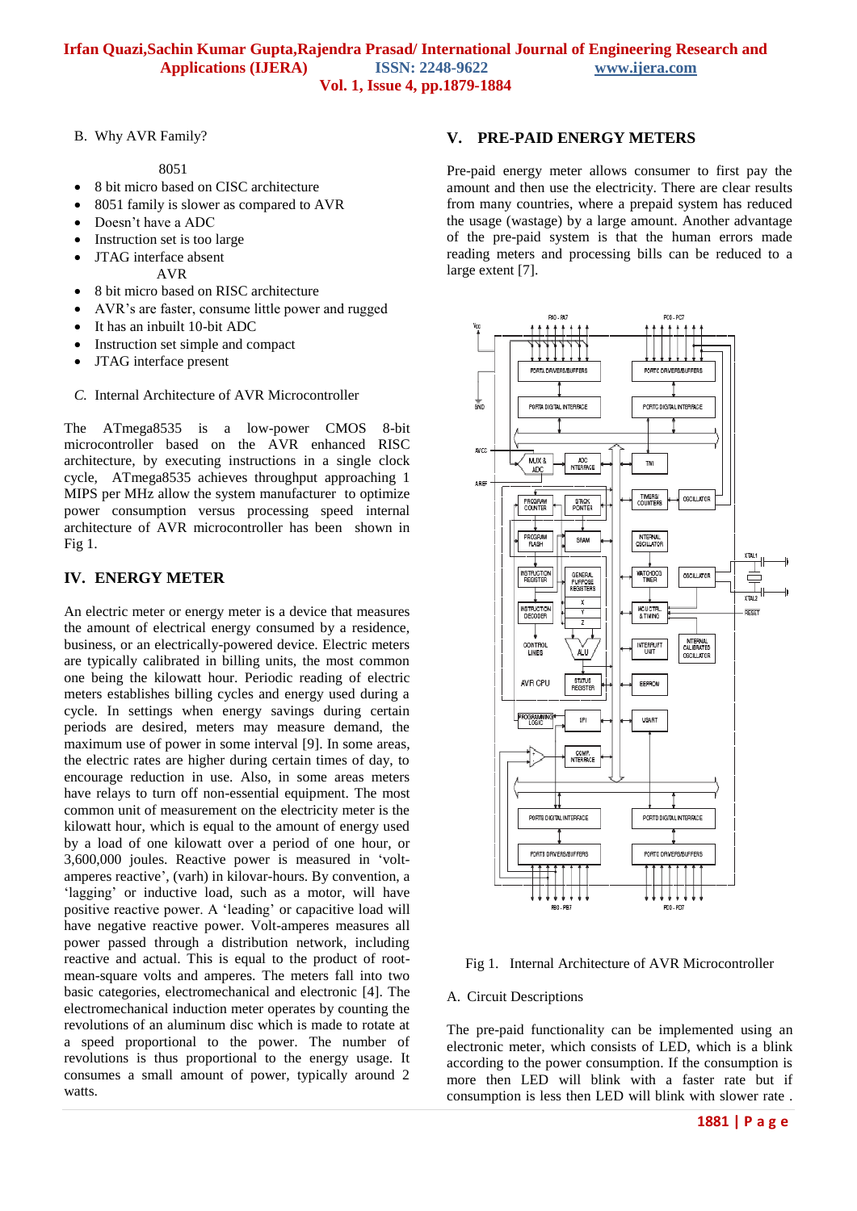B. Why AVR Family?

8051

- 8 bit micro based on CISC architecture
- 8051 family is slower as compared to AVR
- Doesn't have a ADC
- Instruction set is too large
- JTAG interface absent

AVR

- 8 bit micro based on RISC architecture
- AVR's are faster, consume little power and rugged
- It has an inbuilt 10-bit ADC
- Instruction set simple and compact
- JTAG interface present

*C.* Internal Architecture of AVR Microcontroller

The ATmega8535 is a low-power CMOS 8-bit microcontroller based on the AVR enhanced RISC architecture, by executing instructions in a single clock cycle, ATmega8535 achieves throughput approaching 1 MIPS per MHz allow the system manufacturer to optimize power consumption versus processing speed internal architecture of AVR microcontroller has been shown in Fig 1.

## IV. ENERGY METER

An electric meter or energy meter is a device that measures the amount of electrical energy consumed by a residence, business, or an electrically-powered device. Electric meters are typically calibrated in billing units, the most common one being the kilowatt hour. Periodic reading of electric meters establishes billing cycles and energy used during a cycle. In settings when energy savings during certain periods are desired, meters may measure demand, the maximum use of power in some interval [9]. In some areas, the electric rates are higher during certain times of day, to encourage reduction in use. Also, in some areas meters have relays to turn off non-essential equipment. The most common unit of measurement on the electricity meter is the kilowatt hour, which is equal to the amount of energy used by a load of one kilowatt over a period of one hour, or 3,600,000 joules. Reactive power is measured in 'volt-amperes reactive', (varh) in kilovar-hours. By convention, a 'lagging' or inductive load, such as a motor, will have positive reactive power. A 'leading' or capacitive load will have negative reactive power. Volt-amperes measures all power passed through a distribution network, including reactive and actual. This is equal to the product of root-mean-square volts and amperes. The meters fall into two basic categories, electromechanical and electronic [4]. The electromechanical induction meter operates by counting the revolutions of an aluminum disc which is made to rotate at a speed proportional to the power. The number of revolutions is thus proportional to the energy usage. It consumes a small amount of power, typically around 2 watts.

## V. PRE-PAID ENERGY METERS

Pre-paid energy meter allows consumer to first pay the amount and then use the electricity. There are clear results from many countries, where a prepaid system has reduced the usage (wastage) by a large amount. Another advantage of the pre-paid system is that the human errors made reading meters and processing bills can be reduced to a large extent [7].

Fig 1. Internal Architecture of AVR Microcontroller

A. Circuit Descriptions

The pre-paid functionality can be implemented using an electronic meter, which consists of LED, which is a blink according to the power consumption. If the consumption is more then LED will blink with a faster rate but if consumption is less then LED will blink with slower rate .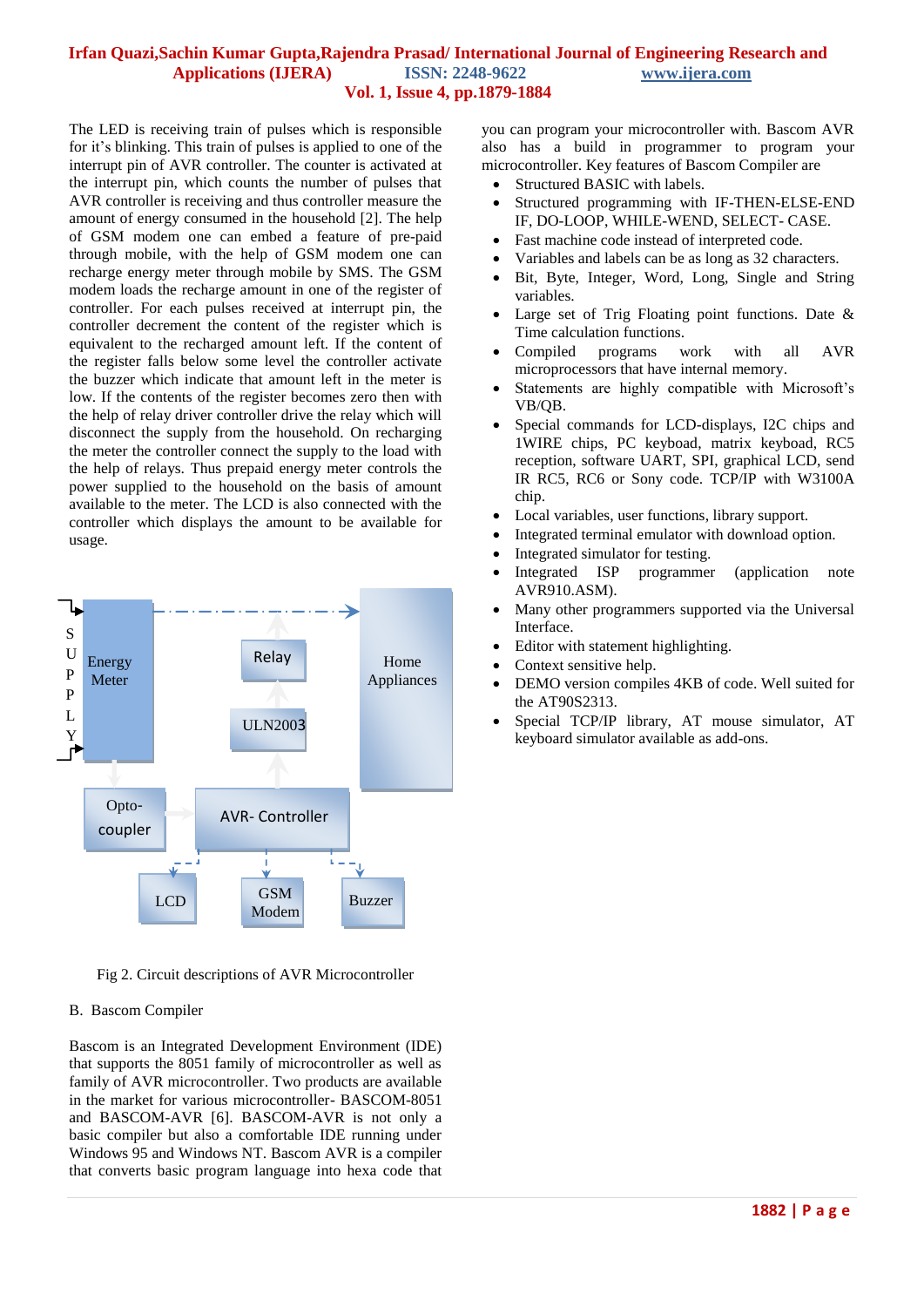The LED is receiving train of pulses which is responsible for it's blinking. This train of pulses is applied to one of the interrupt pin of AVR controller. The counter is activated at the interrupt pin, which counts the number of pulses that AVR controller is receiving and thus controller measure the amount of energy consumed in the household [2]. The help of GSM modem one can embed a feature of pre-paid through mobile, with the help of GSM modem one can recharge energy meter through mobile by SMS. The GSM modem loads the recharge amount in one of the register of controller. For each pulses received at interrupt pin, the controller decrement the content of the register which is equivalent to the recharged amount left. If the content of the register falls below some level the controller activate the buzzer which indicate that amount left in the meter is low. If the contents of the register becomes zero then with the help of relay driver controller drive the relay which will disconnect the supply from the household. On recharging the meter the controller connect the supply to the load with the help of relays. Thus prepaid energy meter controls the power supplied to the household on the basis of amount available to the meter. The LCD is also connected with the controller which displays the amount to be available for usage.

Fig 2. Circuit descriptions of AVR Microcontroller

B. Bascom Compiler

Bascom is an Integrated Development Environment (IDE) that supports the 8051 family of microcontroller as well as family of AVR microcontroller. Two products are available in the market for various microcontroller- BASCOM-8051 and BASCOM-AVR [6]. BASCOM-AVR is not only a basic compiler but also a comfortable IDE running under Windows 95 and Windows NT. Bascom AVR is a compiler that converts basic program language into hexa code that you can program your microcontroller with. Bascom AVR also has a build in programmer to program your microcontroller. Key features of Bascom Compiler are

- Structured BASIC with labels.
- Structured programming with IF-THEN-ELSE-END IF, DO-LOOP, WHILE-WEND, SELECT- CASE.
- Fast machine code instead of interpreted code.
- Variables and labels can be as long as 32 characters.
- Bit, Byte, Integer, Word, Long, Single and String variables.
- Large set of Trig Floating point functions. Date & Time calculation functions.
- Compiled programs work with all AVR microprocessors that have internal memory.
- Statements are highly compatible with Microsoft's VB/QB.
- Special commands for LCD-displays, I2C chips and 1WIRE chips, PC keyboard, matrix keyboard, RC5 reception, software UART, SPI, graphical LCD, send IR RC5, RC6 or Sony code. TCP/IP with W3100A chip.
- Local variables, user functions, library support.
- Integrated terminal emulator with download option.
- Integrated simulator for testing.
- Integrated ISP programmer (application note AVR910.ASM).
- Many other programmers supported via the Universal Interface.
- Editor with statement highlighting.
- Context sensitive help.
- DEMO version compiles 4KB of code. Well suited for the AT90S2313.
- Special TCP/IP library, AT mouse simulator, AT keyboard simulator available as add-ons.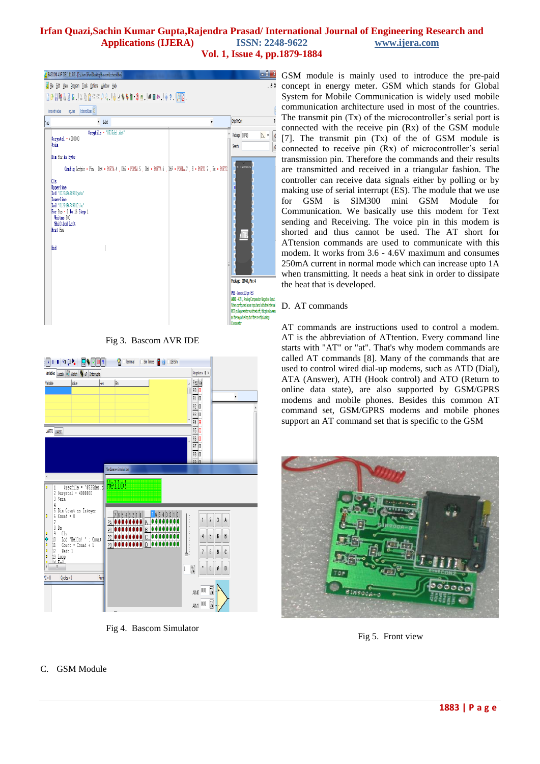Fig 3. Bascom AVR IDE

Fig 4. Bascom Simulator

C. GSM Module

GSM module is mainly used to introduce the pre-paid concept in energy meter. GSM which stands for Global System for Mobile Communication is widely used mobile communication architecture used in most of the countries. The transmit pin (Tx) of the microcontroller's serial port is connected with the receive pin (Rx) of the GSM module [7]. The transmit pin (Tx) of the of GSM module is connected to receive pin (Rx) of microcontroller's serial transmission pin. Therefore the commands and their results are transmitted and received in a triangular fashion. The controller can receive data signals either by polling or by making use of serial interrupt (ES). The module that we use for GSM is SIM300 mini GSM Module for Communication. We basically use this modem for Text sending and Receiving. The voice pin in this modem is shorted and thus cannot be used. The AT short for ATtension commands are used to communicate with this modem. It works from 3.6 - 4.6V maximum and consumes 250mA current in normal mode which can increase upto 1A when transmitting. It needs a heat sink in order to dissipate the heat that is developed.

D. AT commands

AT commands are instructions used to control a modem. AT is the abbreviation of ATtention. Every command line starts with "AT" or "at". That's why modem commands are called AT commands [8]. Many of the commands that are used to control wired dial-up modems, such as ATD (Dial), ATA (Answer), ATH (Hook control) and ATO (Return to online data state), are also supported by GSM/GPRS modems and mobile phones. Besides this common AT command set, GSM/GPRS modems and mobile phones support an AT command set that is specific to the GSM

Fig 5. Front view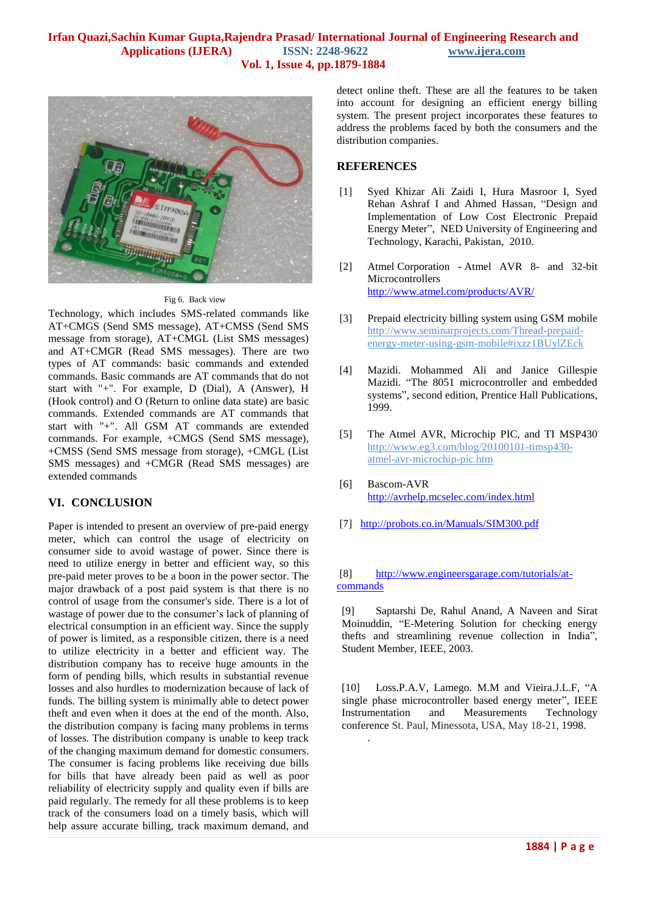Fig 6. Back view

Technology, which includes SMS-related commands like AT+CMGS (Send SMS message), AT+CMSS (Send SMS message from storage), AT+CMGL (List SMS messages) and AT+CMGR (Read SMS messages). There are two types of AT commands: basic commands and extended commands. Basic commands are AT commands that do not start with "+". For example, D (Dial), A (Answer), H (Hook control) and O (Return to online data state) are basic commands. Extended commands are AT commands that start with "+". All GSM AT commands are extended commands. For example, +CMGS (Send SMS message), +CMSS (Send SMS message from storage), +CMGL (List SMS messages) and +CMGR (Read SMS messages) are extended commands

## VI. CONCLUSION

Paper is intended to present an overview of pre-paid energy meter, which can control the usage of electricity on consumer side to avoid wastage of power. Since there is need to utilize energy in better and efficient way, so this pre-paid meter proves to be a boon in the power sector. The major drawback of a post paid system is that there is no control of usage from the consumer's side. There is a lot of wastage of power due to the consumer's lack of planning of electrical consumption in an efficient way. Since the supply of power is limited, as a responsible citizen, there is a need to utilize electricity in a better and efficient way. The distribution company has to receive huge amounts in the form of pending bills, which results in substantial revenue losses and also hurdles to modernization because of lack of funds. The billing system is minimally able to detect power theft and even when it does at the end of the month. Also, the distribution company is facing many problems in terms of losses. The distribution company is unable to keep track of the changing maximum demand for consumers. The consumer is facing problems like receiving due bills for bills that have already been paid as well as poor reliability of electricity supply and quality even if bills are paid regularly. The remedy for all these problems is to keep track of the consumers load on a timely basis, which will help assure accurate billing, track maximum demand, and detect online theft. These are all the features to be taken into account for designing an efficient energy billing system. The present project incorporates these features to address the problems faced by both the consumers and the distribution companies.

## REFERENCES

[1] Syed Khizar Ali Zaidi I, Hura Masroor I, Syed Rehan Ashraf I and Ahmed Hassan, "Design and Implementation of Low Cost Electronic Prepaid Energy Meter", NED University of Engineering and Technology, Karachi, Pakistan, 2010.

[2] Atmel Corporation - Atmel AVR 8- and 32-bit Microcontrollers http://www.atmel.com/products/AVR/

[3] Prepaid electricity billing system using GSM mobile http://www.seminarprojects.com/Thread-prepaid-energy-meter-using-gsm-mobile#ixzz1BUylZEck

[4] Mazidi. Mohammed Ali and Janice Gillespie Mazidi. "The 8051 microcontroller and embedded systems", second edition, Prentice Hall Publications, 1999.

[5] The Atmel AVR, Microchip PIC, and TI MSP430 http://www.eg3.com/blog/20100101-timsp430-atmel-avr-microchip-pic.htm

[6] Bascom-AVR http://avrhelp.mcselec.com/index.html

[7] http://probots.co.in/Manuals/SIM300.pdf

[8] http://www.engineersgarage.com/tutorials/at-commands

[9] Saptarshi De, Rahul Anand, A Naveen and Sirat Moinuddin, "E-Metering Solution for checking energy thefts and streamlining revenue collection in India", Student Member, IEEE, 2003.

[10] Loss.P.A.V, Lamego. M.M and Vieira.J.L.F, "A single phase microcontroller based energy meter", IEEE Instrumentation and Measurements Technology conference St. Paul, Minessota, USA, May 18-21, 1998.